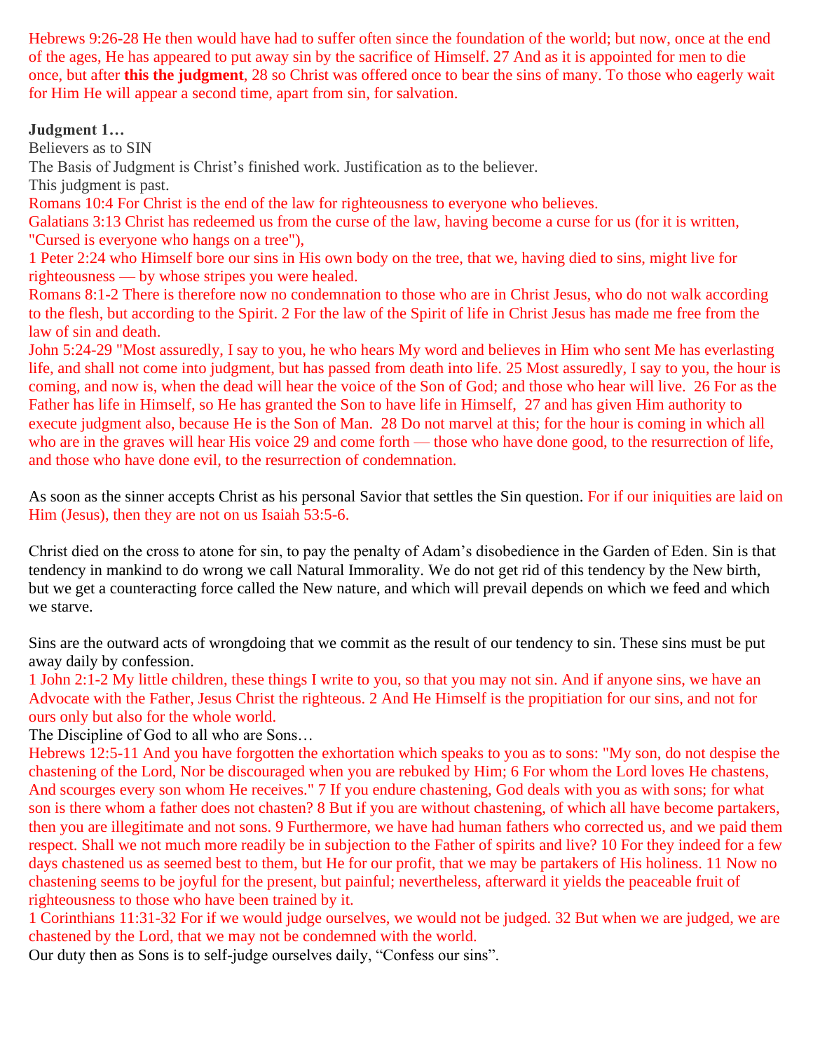Hebrews 9:26-28 He then would have had to suffer often since the foundation of the world; but now, once at the end of the ages, He has appeared to put away sin by the sacrifice of Himself. 27 And as it is appointed for men to die once, but after **this the judgment**, 28 so Christ was offered once to bear the sins of many. To those who eagerly wait for Him He will appear a second time, apart from sin, for salvation.

**Judgment 1…**

Believers as to SIN

The Basis of Judgment is Christ's finished work. Justification as to the believer.

This judgment is past.

Romans 10:4 For Christ is the end of the law for righteousness to everyone who believes.

Galatians 3:13 Christ has redeemed us from the curse of the law, having become a curse for us (for it is written, "Cursed is everyone who hangs on a tree"),

1 Peter 2:24 who Himself bore our sins in His own body on the tree, that we, having died to sins, might live for righteousness — by whose stripes you were healed.

Romans 8:1-2 There is therefore now no condemnation to those who are in Christ Jesus, who do not walk according to the flesh, but according to the Spirit. 2 For the law of the Spirit of life in Christ Jesus has made me free from the law of sin and death.

John 5:24-29 "Most assuredly, I say to you, he who hears My word and believes in Him who sent Me has everlasting life, and shall not come into judgment, but has passed from death into life. 25 Most assuredly, I say to you, the hour is coming, and now is, when the dead will hear the voice of the Son of God; and those who hear will live. 26 For as the Father has life in Himself, so He has granted the Son to have life in Himself, 27 and has given Him authority to execute judgment also, because He is the Son of Man. 28 Do not marvel at this; for the hour is coming in which all who are in the graves will hear His voice 29 and come forth — those who have done good, to the resurrection of life, and those who have done evil, to the resurrection of condemnation.

As soon as the sinner accepts Christ as his personal Savior that settles the Sin question. For if our iniquities are laid on Him (Jesus), then they are not on us Isaiah 53:5-6.

Christ died on the cross to atone for sin, to pay the penalty of Adam's disobedience in the Garden of Eden. Sin is that tendency in mankind to do wrong we call Natural Immorality. We do not get rid of this tendency by the New birth, but we get a counteracting force called the New nature, and which will prevail depends on which we feed and which we starve.

Sins are the outward acts of wrongdoing that we commit as the result of our tendency to sin. These sins must be put away daily by confession.

1 John 2:1-2 My little children, these things I write to you, so that you may not sin. And if anyone sins, we have an Advocate with the Father, Jesus Christ the righteous. 2 And He Himself is the propitiation for our sins, and not for ours only but also for the whole world.

The Discipline of God to all who are Sons…

Hebrews 12:5-11 And you have forgotten the exhortation which speaks to you as to sons: "My son, do not despise the chastening of the Lord, Nor be discouraged when you are rebuked by Him; 6 For whom the Lord loves He chastens, And scourges every son whom He receives." 7 If you endure chastening, God deals with you as with sons; for what son is there whom a father does not chasten? 8 But if you are without chastening, of which all have become partakers, then you are illegitimate and not sons. 9 Furthermore, we have had human fathers who corrected us, and we paid them respect. Shall we not much more readily be in subjection to the Father of spirits and live? 10 For they indeed for a few days chastened us as seemed best to them, but He for our profit, that we may be partakers of His holiness. 11 Now no chastening seems to be joyful for the present, but painful; nevertheless, afterward it yields the peaceable fruit of righteousness to those who have been trained by it.

1 Corinthians 11:31-32 For if we would judge ourselves, we would not be judged. 32 But when we are judged, we are chastened by the Lord, that we may not be condemned with the world.

Our duty then as Sons is to self-judge ourselves daily, "Confess our sins".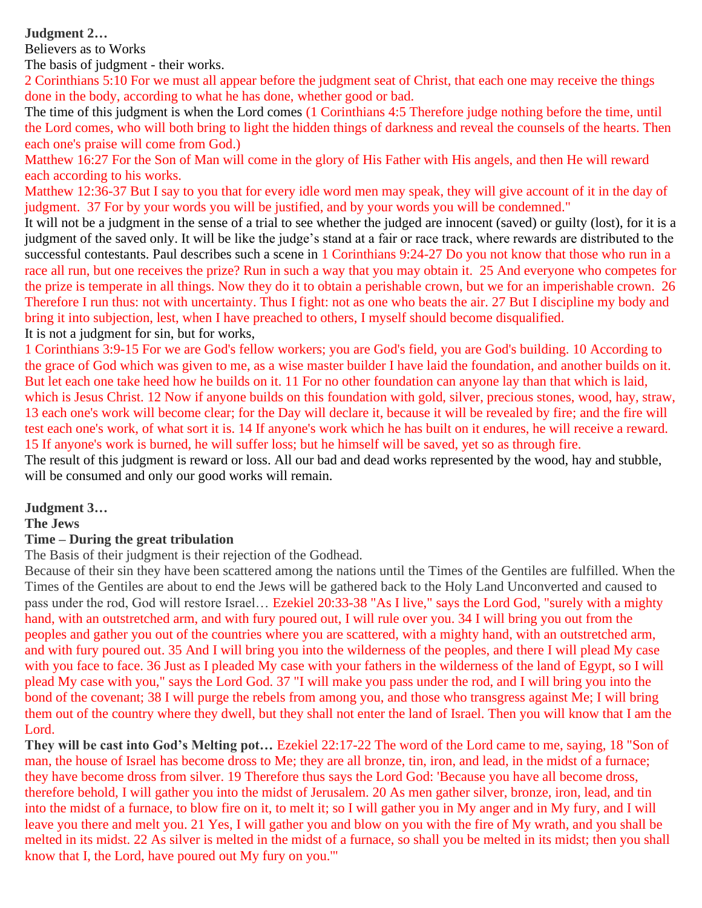**Judgment 2…**

Believers as to Works

The basis of judgment - their works.

2 Corinthians 5:10 For we must all appear before the judgment seat of Christ, that each one may receive the things done in the body, according to what he has done, whether good or bad.

The time of this judgment is when the Lord comes (1 Corinthians 4:5 Therefore judge nothing before the time, until the Lord comes, who will both bring to light the hidden things of darkness and reveal the counsels of the hearts. Then each one's praise will come from God.)

Matthew 16:27 For the Son of Man will come in the glory of His Father with His angels, and then He will reward each according to his works.

Matthew 12:36-37 But I say to you that for every idle word men may speak, they will give account of it in the day of judgment. 37 For by your words you will be justified, and by your words you will be condemned."

It will not be a judgment in the sense of a trial to see whether the judged are innocent (saved) or guilty (lost), for it is a judgment of the saved only. It will be like the judge's stand at a fair or race track, where rewards are distributed to the successful contestants. Paul describes such a scene in 1 Corinthians 9:24-27 Do you not know that those who run in a race all run, but one receives the prize? Run in such a way that you may obtain it. 25 And everyone who competes for the prize is temperate in all things. Now they do it to obtain a perishable crown, but we for an imperishable crown. 26 Therefore I run thus: not with uncertainty. Thus I fight: not as one who beats the air. 27 But I discipline my body and bring it into subjection, lest, when I have preached to others, I myself should become disqualified.

It is not a judgment for sin, but for works,

1 Corinthians 3:9-15 For we are God's fellow workers; you are God's field, you are God's building. 10 According to the grace of God which was given to me, as a wise master builder I have laid the foundation, and another builds on it. But let each one take heed how he builds on it. 11 For no other foundation can anyone lay than that which is laid, which is Jesus Christ. 12 Now if anyone builds on this foundation with gold, silver, precious stones, wood, hay, straw, 13 each one's work will become clear; for the Day will declare it, because it will be revealed by fire; and the fire will test each one's work, of what sort it is. 14 If anyone's work which he has built on it endures, he will receive a reward. 15 If anyone's work is burned, he will suffer loss; but he himself will be saved, yet so as through fire.

The result of this judgment is reward or loss. All our bad and dead works represented by the wood, hay and stubble, will be consumed and only our good works will remain.

**Judgment 3…**

**The Jews**

**Time – During the great tribulation**

The Basis of their judgment is their rejection of the Godhead.

Because of their sin they have been scattered among the nations until the Times of the Gentiles are fulfilled. When the Times of the Gentiles are about to end the Jews will be gathered back to the Holy Land Unconverted and caused to pass under the rod, God will restore Israel… Ezekiel 20:33-38 "As I live," says the Lord God, "surely with a mighty hand, with an outstretched arm, and with fury poured out, I will rule over you. 34 I will bring you out from the peoples and gather you out of the countries where you are scattered, with a mighty hand, with an outstretched arm, and with fury poured out. 35 And I will bring you into the wilderness of the peoples, and there I will plead My case with you face to face. 36 Just as I pleaded My case with your fathers in the wilderness of the land of Egypt, so I will plead My case with you," says the Lord God. 37 "I will make you pass under the rod, and I will bring you into the bond of the covenant; 38 I will purge the rebels from among you, and those who transgress against Me; I will bring them out of the country where they dwell, but they shall not enter the land of Israel. Then you will know that I am the Lord.

**They will be cast into God's Melting pot…** Ezekiel 22:17-22 The word of the Lord came to me, saying, 18 "Son of man, the house of Israel has become dross to Me; they are all bronze, tin, iron, and lead, in the midst of a furnace; they have become dross from silver. 19 Therefore thus says the Lord God: 'Because you have all become dross, therefore behold, I will gather you into the midst of Jerusalem. 20 As men gather silver, bronze, iron, lead, and tin into the midst of a furnace, to blow fire on it, to melt it; so I will gather you in My anger and in My fury, and I will leave you there and melt you. 21 Yes, I will gather you and blow on you with the fire of My wrath, and you shall be melted in its midst. 22 As silver is melted in the midst of a furnace, so shall you be melted in its midst; then you shall know that I, the Lord, have poured out My fury on you.'"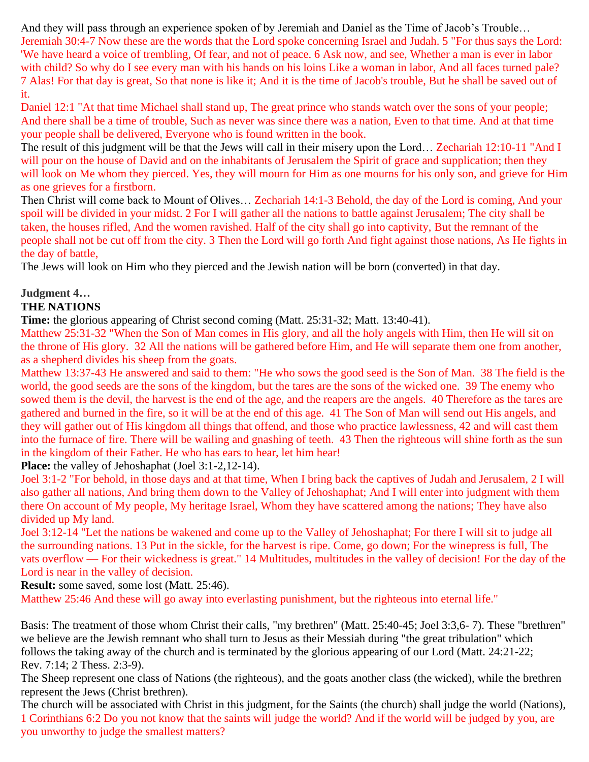And they will pass through an experience spoken of by Jeremiah and Daniel as the Time of Jacob's Trouble…
Jeremiah 30:4-7 Now these are the words that the Lord spoke concerning Israel and Judah. 5 "For thus says the Lord: 'We have heard a voice of trembling, Of fear, and not of peace. 6 Ask now, and see, Whether a man is ever in labor with child? So why do I see every man with his hands on his loins Like a woman in labor, And all faces turned pale? 7 Alas! For that day is great, So that none is like it; And it is the time of Jacob's trouble, But he shall be saved out of it.
Daniel 12:1 "At that time Michael shall stand up, The great prince who stands watch over the sons of your people; And there shall be a time of trouble, Such as never was since there was a nation, Even to that time. And at that time your people shall be delivered, Everyone who is found written in the book.
The result of this judgment will be that the Jews will call in their misery upon the Lord… Zechariah 12:10-11 "And I will pour on the house of David and on the inhabitants of Jerusalem the Spirit of grace and supplication; then they will look on Me whom they pierced. Yes, they will mourn for Him as one mourns for his only son, and grieve for Him as one grieves for a firstborn.
Then Christ will come back to Mount of Olives… Zechariah 14:1-3 Behold, the day of the Lord is coming, And your spoil will be divided in your midst. 2 For I will gather all the nations to battle against Jerusalem; The city shall be taken, the houses rifled, And the women ravished. Half of the city shall go into captivity, But the remnant of the people shall not be cut off from the city. 3 Then the Lord will go forth And fight against those nations, As He fights in the day of battle,
The Jews will look on Him who they pierced and the Jewish nation will be born (converted) in that day.

**Judgment 4…**
**THE NATIONS**

**Time:** the glorious appearing of Christ second coming (Matt. 25:31-32; Matt. 13:40-41).
Matthew 25:31-32 "When the Son of Man comes in His glory, and all the holy angels with Him, then He will sit on the throne of His glory. 32 All the nations will be gathered before Him, and He will separate them one from another, as a shepherd divides his sheep from the goats.
Matthew 13:37-43 He answered and said to them: "He who sows the good seed is the Son of Man. 38 The field is the world, the good seeds are the sons of the kingdom, but the tares are the sons of the wicked one. 39 The enemy who sowed them is the devil, the harvest is the end of the age, and the reapers are the angels. 40 Therefore as the tares are gathered and burned in the fire, so it will be at the end of this age. 41 The Son of Man will send out His angels, and they will gather out of His kingdom all things that offend, and those who practice lawlessness, 42 and will cast them into the furnace of fire. There will be wailing and gnashing of teeth. 43 Then the righteous will shine forth as the sun in the kingdom of their Father. He who has ears to hear, let him hear!

**Place:** the valley of Jehoshaphat (Joel 3:1-2,12-14).
Joel 3:1-2 "For behold, in those days and at that time, When I bring back the captives of Judah and Jerusalem, 2 I will also gather all nations, And bring them down to the Valley of Jehoshaphat; And I will enter into judgment with them there On account of My people, My heritage Israel, Whom they have scattered among the nations; They have also divided up My land.
Joel 3:12-14 "Let the nations be wakened and come up to the Valley of Jehoshaphat; For there I will sit to judge all the surrounding nations. 13 Put in the sickle, for the harvest is ripe. Come, go down; For the winepress is full, The vats overflow — For their wickedness is great." 14 Multitudes, multitudes in the valley of decision! For the day of the Lord is near in the valley of decision.

**Result:** some saved, some lost (Matt. 25:46).
Matthew 25:46 And these will go away into everlasting punishment, but the righteous into eternal life."

Basis: The treatment of those whom Christ their calls, "my brethren" (Matt. 25:40-45; Joel 3:3,6- 7). These "brethren" we believe are the Jewish remnant who shall turn to Jesus as their Messiah during "the great tribulation" which follows the taking away of the church and is terminated by the glorious appearing of our Lord (Matt. 24:21-22; Rev. 7:14; 2 Thess. 2:3-9).
The Sheep represent one class of Nations (the righteous), and the goats another class (the wicked), while the brethren represent the Jews (Christ brethren).
The church will be associated with Christ in this judgment, for the Saints (the church) shall judge the world (Nations), 1 Corinthians 6:2 Do you not know that the saints will judge the world? And if the world will be judged by you, are you unworthy to judge the smallest matters?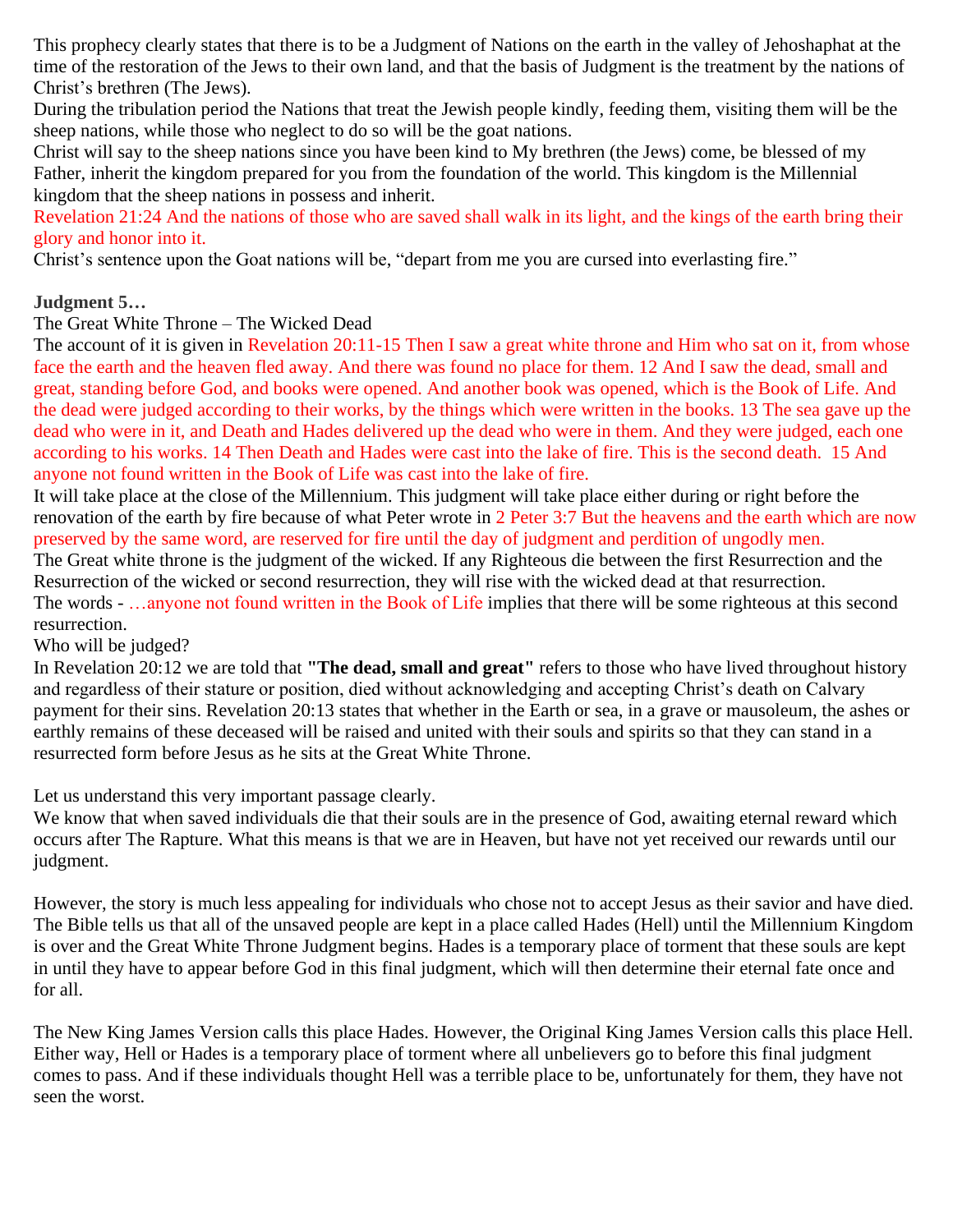This prophecy clearly states that there is to be a Judgment of Nations on the earth in the valley of Jehoshaphat at the time of the restoration of the Jews to their own land, and that the basis of Judgment is the treatment by the nations of Christ's brethren (The Jews).

During the tribulation period the Nations that treat the Jewish people kindly, feeding them, visiting them will be the sheep nations, while those who neglect to do so will be the goat nations.

Christ will say to the sheep nations since you have been kind to My brethren (the Jews) come, be blessed of my Father, inherit the kingdom prepared for you from the foundation of the world. This kingdom is the Millennial kingdom that the sheep nations in possess and inherit.

Revelation 21:24 And the nations of those who are saved shall walk in its light, and the kings of the earth bring their glory and honor into it.

Christ's sentence upon the Goat nations will be, "depart from me you are cursed into everlasting fire."

**Judgment 5…**

The Great White Throne – The Wicked Dead

The account of it is given in Revelation 20:11-15 Then I saw a great white throne and Him who sat on it, from whose face the earth and the heaven fled away. And there was found no place for them. 12 And I saw the dead, small and great, standing before God, and books were opened. And another book was opened, which is the Book of Life. And the dead were judged according to their works, by the things which were written in the books. 13 The sea gave up the dead who were in it, and Death and Hades delivered up the dead who were in them. And they were judged, each one according to his works. 14 Then Death and Hades were cast into the lake of fire. This is the second death. 15 And anyone not found written in the Book of Life was cast into the lake of fire.

It will take place at the close of the Millennium. This judgment will take place either during or right before the renovation of the earth by fire because of what Peter wrote in 2 Peter 3:7 But the heavens and the earth which are now preserved by the same word, are reserved for fire until the day of judgment and perdition of ungodly men.

The Great white throne is the judgment of the wicked. If any Righteous die between the first Resurrection and the Resurrection of the wicked or second resurrection, they will rise with the wicked dead at that resurrection.

The words - …anyone not found written in the Book of Life implies that there will be some righteous at this second resurrection.

Who will be judged?

In Revelation 20:12 we are told that **"The dead, small and great"** refers to those who have lived throughout history and regardless of their stature or position, died without acknowledging and accepting Christ's death on Calvary payment for their sins. Revelation 20:13 states that whether in the Earth or sea, in a grave or mausoleum, the ashes or earthly remains of these deceased will be raised and united with their souls and spirits so that they can stand in a resurrected form before Jesus as he sits at the Great White Throne.

Let us understand this very important passage clearly.

We know that when saved individuals die that their souls are in the presence of God, awaiting eternal reward which occurs after The Rapture. What this means is that we are in Heaven, but have not yet received our rewards until our judgment.

However, the story is much less appealing for individuals who chose not to accept Jesus as their savior and have died. The Bible tells us that all of the unsaved people are kept in a place called Hades (Hell) until the Millennium Kingdom is over and the Great White Throne Judgment begins. Hades is a temporary place of torment that these souls are kept in until they have to appear before God in this final judgment, which will then determine their eternal fate once and for all.

The New King James Version calls this place Hades. However, the Original King James Version calls this place Hell. Either way, Hell or Hades is a temporary place of torment where all unbelievers go to before this final judgment comes to pass. And if these individuals thought Hell was a terrible place to be, unfortunately for them, they have not seen the worst.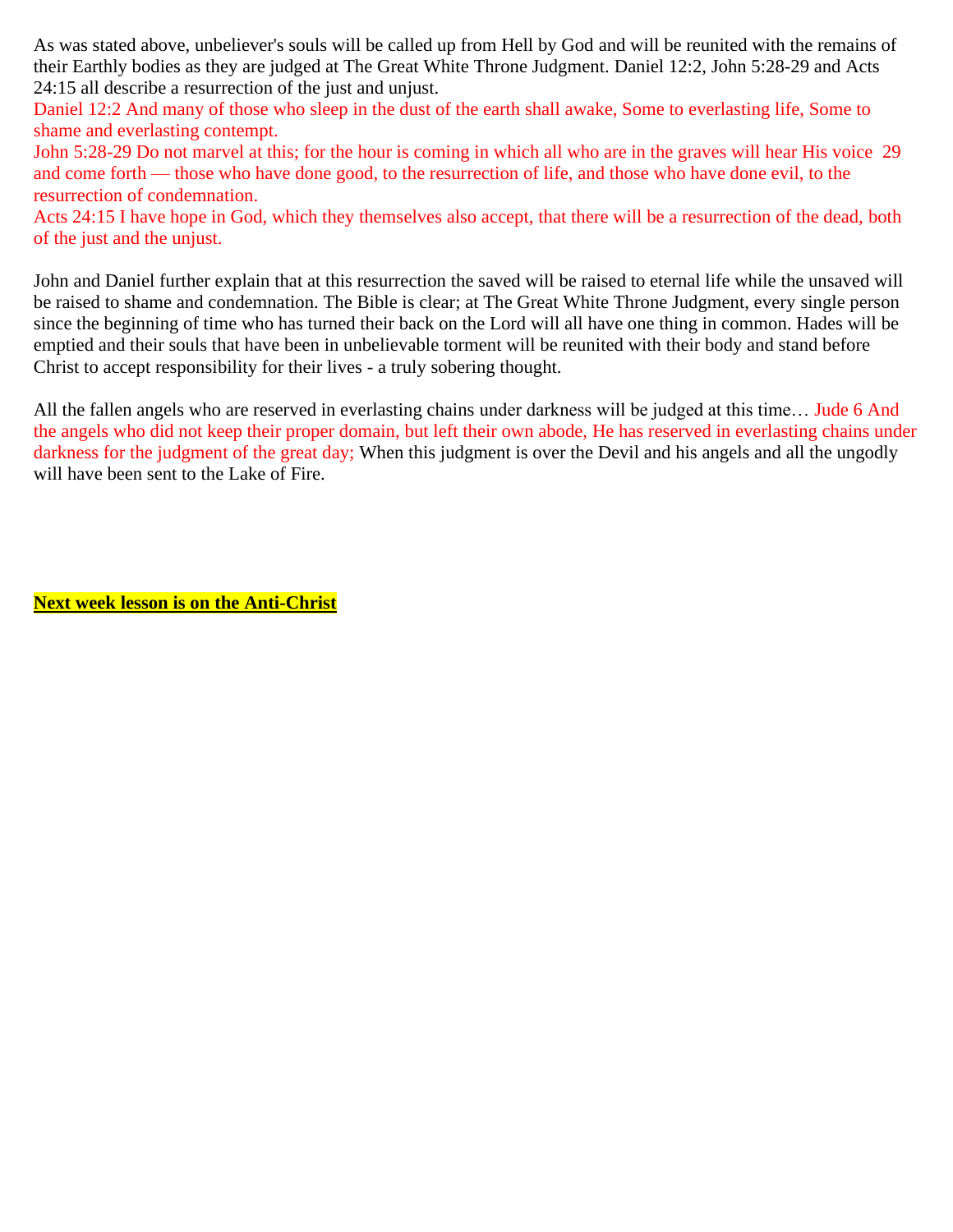As was stated above, unbeliever's souls will be called up from Hell by God and will be reunited with the remains of their Earthly bodies as they are judged at The Great White Throne Judgment. Daniel 12:2, John 5:28-29 and Acts 24:15 all describe a resurrection of the just and unjust.

Daniel 12:2 And many of those who sleep in the dust of the earth shall awake, Some to everlasting life, Some to shame and everlasting contempt.

John 5:28-29 Do not marvel at this; for the hour is coming in which all who are in the graves will hear His voice 29 and come forth — those who have done good, to the resurrection of life, and those who have done evil, to the resurrection of condemnation.

Acts 24:15 I have hope in God, which they themselves also accept, that there will be a resurrection of the dead, both of the just and the unjust.

John and Daniel further explain that at this resurrection the saved will be raised to eternal life while the unsaved will be raised to shame and condemnation. The Bible is clear; at The Great White Throne Judgment, every single person since the beginning of time who has turned their back on the Lord will all have one thing in common. Hades will be emptied and their souls that have been in unbelievable torment will be reunited with their body and stand before Christ to accept responsibility for their lives - a truly sobering thought.

All the fallen angels who are reserved in everlasting chains under darkness will be judged at this time… Jude 6 And the angels who did not keep their proper domain, but left their own abode, He has reserved in everlasting chains under darkness for the judgment of the great day; When this judgment is over the Devil and his angels and all the ungodly will have been sent to the Lake of Fire.

**Next week lesson is on the Anti-Christ**